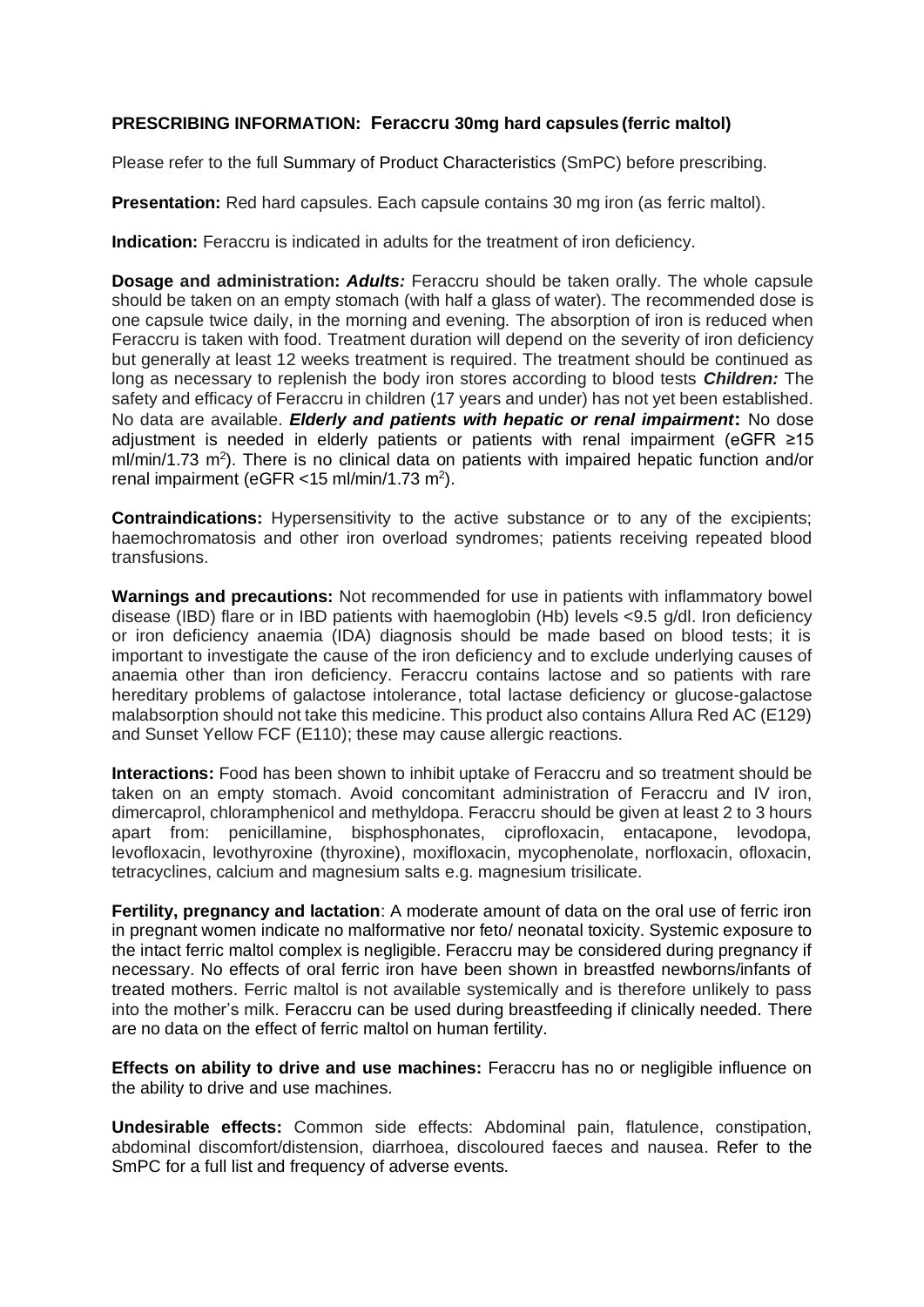**PRESCRIBING INFORMATION: Feraccru 30mg hard capsules (ferric maltol)**

Please refer to the full Summary of Product Characteristics (SmPC) before prescribing.

**Presentation:** Red hard capsules. Each capsule contains 30 mg iron (as ferric maltol).

**Indication:** Feraccru is indicated in adults for the treatment of iron deficiency.

**Dosage and administration:** ***Adults:*** Feraccru should be taken orally. The whole capsule should be taken on an empty stomach (with half a glass of water). The recommended dose is one capsule twice daily, in the morning and evening. The absorption of iron is reduced when Feraccru is taken with food. Treatment duration will depend on the severity of iron deficiency but generally at least 12 weeks treatment is required. The treatment should be continued as long as necessary to replenish the body iron stores according to blood tests ***Children:*** The safety and efficacy of Feraccru in children (17 years and under) has not yet been established. No data are available. ***Elderly and patients with hepatic or renal impairment*:** No dose adjustment is needed in elderly patients or patients with renal impairment (eGFR ≥15 ml/min/1.73 $m^2$). There is no clinical data on patients with impaired hepatic function and/or renal impairment (eGFR <15 ml/min/1.73 $m^2$).

**Contraindications:** Hypersensitivity to the active substance or to any of the excipients; haemochromatosis and other iron overload syndromes; patients receiving repeated blood transfusions.

**Warnings and precautions:** Not recommended for use in patients with inflammatory bowel disease (IBD) flare or in IBD patients with haemoglobin (Hb) levels <9.5 g/dl. Iron deficiency or iron deficiency anaemia (IDA) diagnosis should be made based on blood tests; it is important to investigate the cause of the iron deficiency and to exclude underlying causes of anaemia other than iron deficiency. Feraccru contains lactose and so patients with rare hereditary problems of galactose intolerance, total lactase deficiency or glucose-galactose malabsorption should not take this medicine. This product also contains Allura Red AC (E129) and Sunset Yellow FCF (E110); these may cause allergic reactions.

**Interactions:** Food has been shown to inhibit uptake of Feraccru and so treatment should be taken on an empty stomach. Avoid concomitant administration of Feraccru and IV iron, dimercaprol, chloramphenicol and methyldopa. Feraccru should be given at least 2 to 3 hours apart from: penicillamine, bisphosphonates, ciprofloxacin, entacapone, levodopa, levofloxacin, levothyroxine (thyroxine), moxifloxacin, mycophenolate, norfloxacin, ofloxacin, tetracyclines, calcium and magnesium salts e.g. magnesium trisilicate.

**Fertility, pregnancy and lactation**: A moderate amount of data on the oral use of ferric iron in pregnant women indicate no malformative nor feto/ neonatal toxicity. Systemic exposure to the intact ferric maltol complex is negligible. Feraccru may be considered during pregnancy if necessary. No effects of oral ferric iron have been shown in breastfed newborns/infants of treated mothers. Ferric maltol is not available systemically and is therefore unlikely to pass into the mother's milk. Feraccru can be used during breastfeeding if clinically needed. There are no data on the effect of ferric maltol on human fertility.

**Effects on ability to drive and use machines:** Feraccru has no or negligible influence on the ability to drive and use machines.

**Undesirable effects:** Common side effects: Abdominal pain, flatulence, constipation, abdominal discomfort/distension, diarrhoea, discoloured faeces and nausea. Refer to the SmPC for a full list and frequency of adverse events.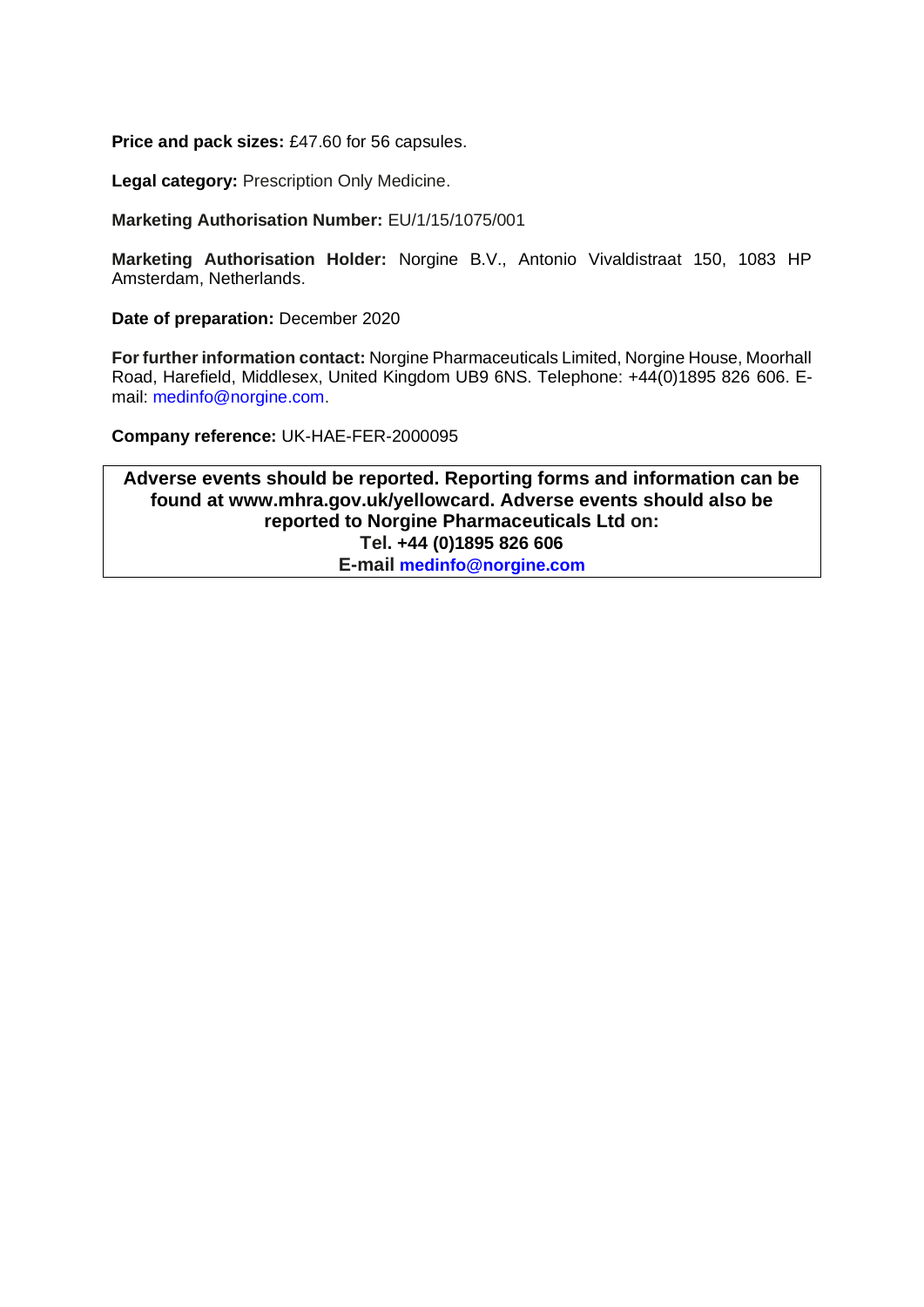**Price and pack sizes:** £47.60 for 56 capsules.

**Legal category:** Prescription Only Medicine.

**Marketing Authorisation Number:** EU/1/15/1075/001

**Marketing Authorisation Holder:** Norgine B.V., Antonio Vivaldistraat 150, 1083 HP Amsterdam, Netherlands.

**Date of preparation:** December 2020

**For further information contact:** Norgine Pharmaceuticals Limited, Norgine House, Moorhall Road, Harefield, Middlesex, United Kingdom UB9 6NS. Telephone: +44(0)1895 826 606. E-mail: medinfo@norgine.com.

**Company reference:** UK-HAE-FER-2000095

**Adverse events should be reported. Reporting forms and information can be found at www.mhra.gov.uk/yellowcard. Adverse events should also be reported to Norgine Pharmaceuticals Ltd on:**
**Tel. +44 (0)1895 826 606**
**E-mail medinfo@norgine.com**